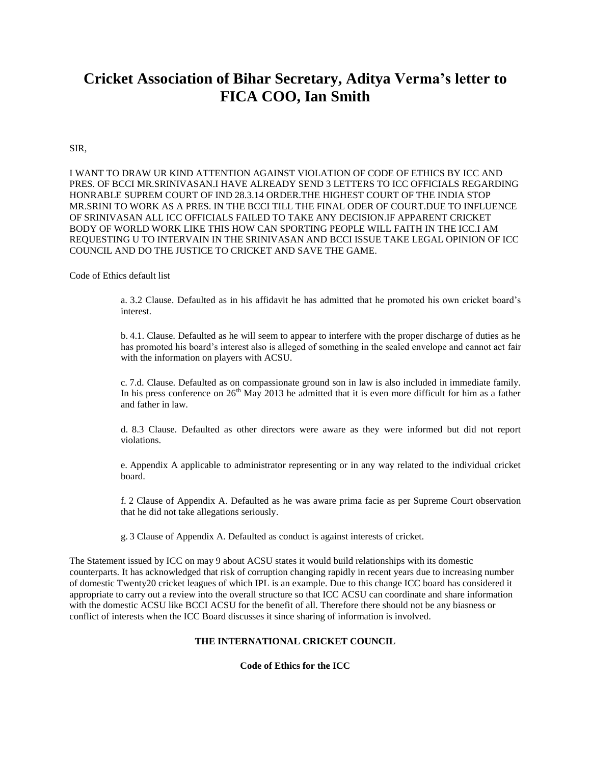# Cricket Association of Bihar Secretary, Aditya Verma's letter to FICA COO, Ian Smith

SIR,

I WANT TO DRAW UR KIND ATTENTION AGAINST VIOLATION OF CODE OF ETHICS BY ICC AND PRES. OF BCCI MR.SRINIVASAN.I HAVE ALREADY SEND 3 LETTERS TO ICC OFFICIALS REGARDING HONRABLE SUPREM COURT OF IND 28.3.14 ORDER.THE HIGHEST COURT OF THE INDIA STOP MR.SRINI TO WORK AS A PRES. IN THE BCCI TILL THE FINAL ODER OF COURT.DUE TO INFLUENCE OF SRINIVASAN ALL ICC OFFICIALS FAILED TO TAKE ANY DECISION.IF APPARENT CRICKET BODY OF WORLD WORK LIKE THIS HOW CAN SPORTING PEOPLE WILL FAITH IN THE ICC.I AM REQUESTING U TO INTERVAIN IN THE SRINIVASAN AND BCCI ISSUE TAKE LEGAL OPINION OF ICC COUNCIL AND DO THE JUSTICE TO CRICKET AND SAVE THE GAME.

Code of Ethics default list

> a. 3.2 Clause. Defaulted as in his affidavit he has admitted that he promoted his own cricket board's interest.
>
> b. 4.1. Clause. Defaulted as he will seem to appear to interfere with the proper discharge of duties as he has promoted his board's interest also is alleged of something in the sealed envelope and cannot act fair with the information on players with ACSU.
>
> c. 7.d. Clause. Defaulted as on compassionate ground son in law is also included in immediate family. In his press conference on 26th May 2013 he admitted that it is even more difficult for him as a father and father in law.
>
> d. 8.3 Clause. Defaulted as other directors were aware as they were informed but did not report violations.
>
> e. Appendix A applicable to administrator representing or in any way related to the individual cricket board.
>
> f. 2 Clause of Appendix A. Defaulted as he was aware prima facie as per Supreme Court observation that he did not take allegations seriously.
>
> g. 3 Clause of Appendix A. Defaulted as conduct is against interests of cricket.

The Statement issued by ICC on may 9 about ACSU states it would build relationships with its domestic counterparts. It has acknowledged that risk of corruption changing rapidly in recent years due to increasing number of domestic Twenty20 cricket leagues of which IPL is an example. Due to this change ICC board has considered it appropriate to carry out a review into the overall structure so that ICC ACSU can coordinate and share information with the domestic ACSU like BCCI ACSU for the benefit of all. Therefore there should not be any biasness or conflict of interests when the ICC Board discusses it since sharing of information is involved.

**THE INTERNATIONAL CRICKET COUNCIL**

**Code of Ethics for the ICC**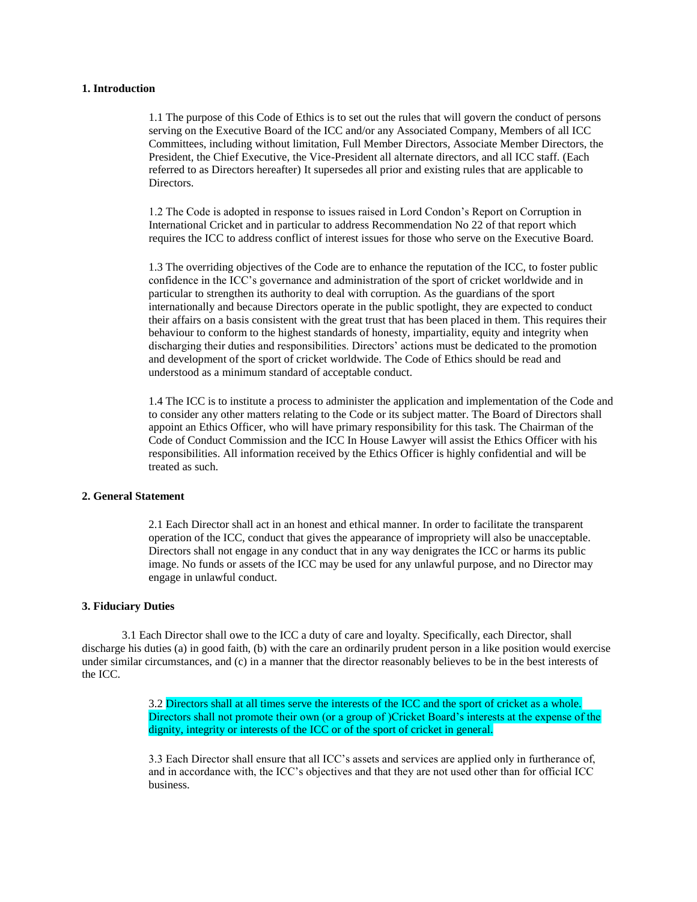**1. Introduction**

1.1 The purpose of this Code of Ethics is to set out the rules that will govern the conduct of persons serving on the Executive Board of the ICC and/or any Associated Company, Members of all ICC Committees, including without limitation, Full Member Directors, Associate Member Directors, the President, the Chief Executive, the Vice-President all alternate directors, and all ICC staff. (Each referred to as Directors hereafter) It supersedes all prior and existing rules that are applicable to Directors.

1.2 The Code is adopted in response to issues raised in Lord Condon's Report on Corruption in International Cricket and in particular to address Recommendation No 22 of that report which requires the ICC to address conflict of interest issues for those who serve on the Executive Board.

1.3 The overriding objectives of the Code are to enhance the reputation of the ICC, to foster public confidence in the ICC's governance and administration of the sport of cricket worldwide and in particular to strengthen its authority to deal with corruption. As the guardians of the sport internationally and because Directors operate in the public spotlight, they are expected to conduct their affairs on a basis consistent with the great trust that has been placed in them. This requires their behaviour to conform to the highest standards of honesty, impartiality, equity and integrity when discharging their duties and responsibilities. Directors' actions must be dedicated to the promotion and development of the sport of cricket worldwide. The Code of Ethics should be read and understood as a minimum standard of acceptable conduct.

1.4 The ICC is to institute a process to administer the application and implementation of the Code and to consider any other matters relating to the Code or its subject matter. The Board of Directors shall appoint an Ethics Officer, who will have primary responsibility for this task. The Chairman of the Code of Conduct Commission and the ICC In House Lawyer will assist the Ethics Officer with his responsibilities. All information received by the Ethics Officer is highly confidential and will be treated as such.

**2. General Statement**

2.1 Each Director shall act in an honest and ethical manner. In order to facilitate the transparent operation of the ICC, conduct that gives the appearance of impropriety will also be unacceptable. Directors shall not engage in any conduct that in any way denigrates the ICC or harms its public image. No funds or assets of the ICC may be used for any unlawful purpose, and no Director may engage in unlawful conduct.

**3. Fiduciary Duties**

3.1 Each Director shall owe to the ICC a duty of care and loyalty. Specifically, each Director, shall discharge his duties (a) in good faith, (b) with the care an ordinarily prudent person in a like position would exercise under similar circumstances, and (c) in a manner that the director reasonably believes to be in the best interests of the ICC.

3.2 Directors shall at all times serve the interests of the ICC and the sport of cricket as a whole. Directors shall not promote their own (or a group of )Cricket Board's interests at the expense of the dignity, integrity or interests of the ICC or of the sport of cricket in general.

3.3 Each Director shall ensure that all ICC's assets and services are applied only in furtherance of, and in accordance with, the ICC's objectives and that they are not used other than for official ICC business.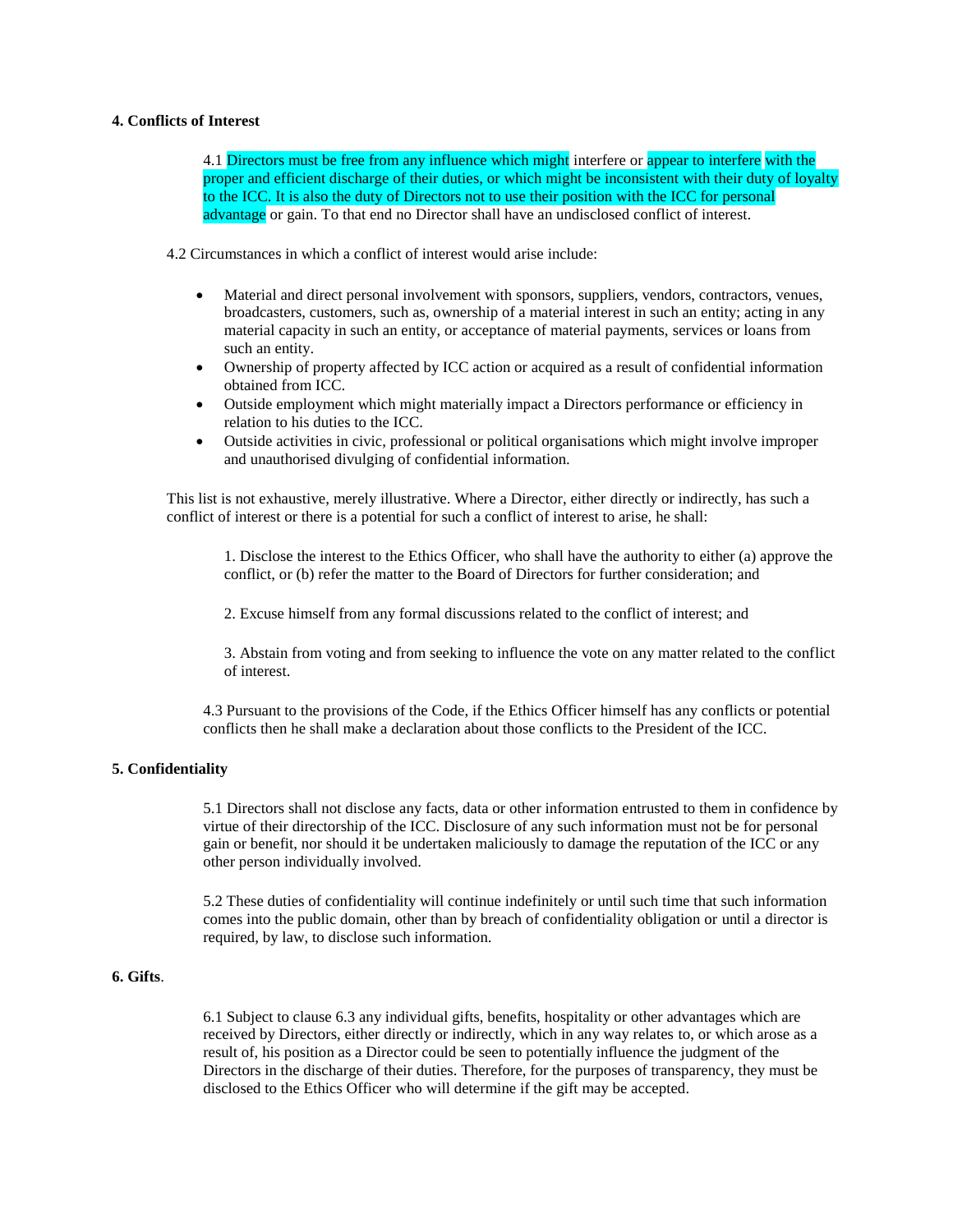**4. Conflicts of Interest**

4.1 Directors must be free from any influence which might interfere or appear to interfere with the proper and efficient discharge of their duties, or which might be inconsistent with their duty of loyalty to the ICC. It is also the duty of Directors not to use their position with the ICC for personal advantage or gain. To that end no Director shall have an undisclosed conflict of interest.

4.2 Circumstances in which a conflict of interest would arise include:

- Material and direct personal involvement with sponsors, suppliers, vendors, contractors, venues, broadcasters, customers, such as, ownership of a material interest in such an entity; acting in any material capacity in such an entity, or acceptance of material payments, services or loans from such an entity.
- Ownership of property affected by ICC action or acquired as a result of confidential information obtained from ICC.
- Outside employment which might materially impact a Directors performance or efficiency in relation to his duties to the ICC.
- Outside activities in civic, professional or political organisations which might involve improper and unauthorised divulging of confidential information.

This list is not exhaustive, merely illustrative. Where a Director, either directly or indirectly, has such a conflict of interest or there is a potential for such a conflict of interest to arise, he shall:

1. Disclose the interest to the Ethics Officer, who shall have the authority to either (a) approve the conflict, or (b) refer the matter to the Board of Directors for further consideration; and

2. Excuse himself from any formal discussions related to the conflict of interest; and

3. Abstain from voting and from seeking to influence the vote on any matter related to the conflict of interest.

4.3 Pursuant to the provisions of the Code, if the Ethics Officer himself has any conflicts or potential conflicts then he shall make a declaration about those conflicts to the President of the ICC.

**5. Confidentiality**

5.1 Directors shall not disclose any facts, data or other information entrusted to them in confidence by virtue of their directorship of the ICC. Disclosure of any such information must not be for personal gain or benefit, nor should it be undertaken maliciously to damage the reputation of the ICC or any other person individually involved.

5.2 These duties of confidentiality will continue indefinitely or until such time that such information comes into the public domain, other than by breach of confidentiality obligation or until a director is required, by law, to disclose such information.

**6. Gifts**.

6.1 Subject to clause 6.3 any individual gifts, benefits, hospitality or other advantages which are received by Directors, either directly or indirectly, which in any way relates to, or which arose as a result of, his position as a Director could be seen to potentially influence the judgment of the Directors in the discharge of their duties. Therefore, for the purposes of transparency, they must be disclosed to the Ethics Officer who will determine if the gift may be accepted.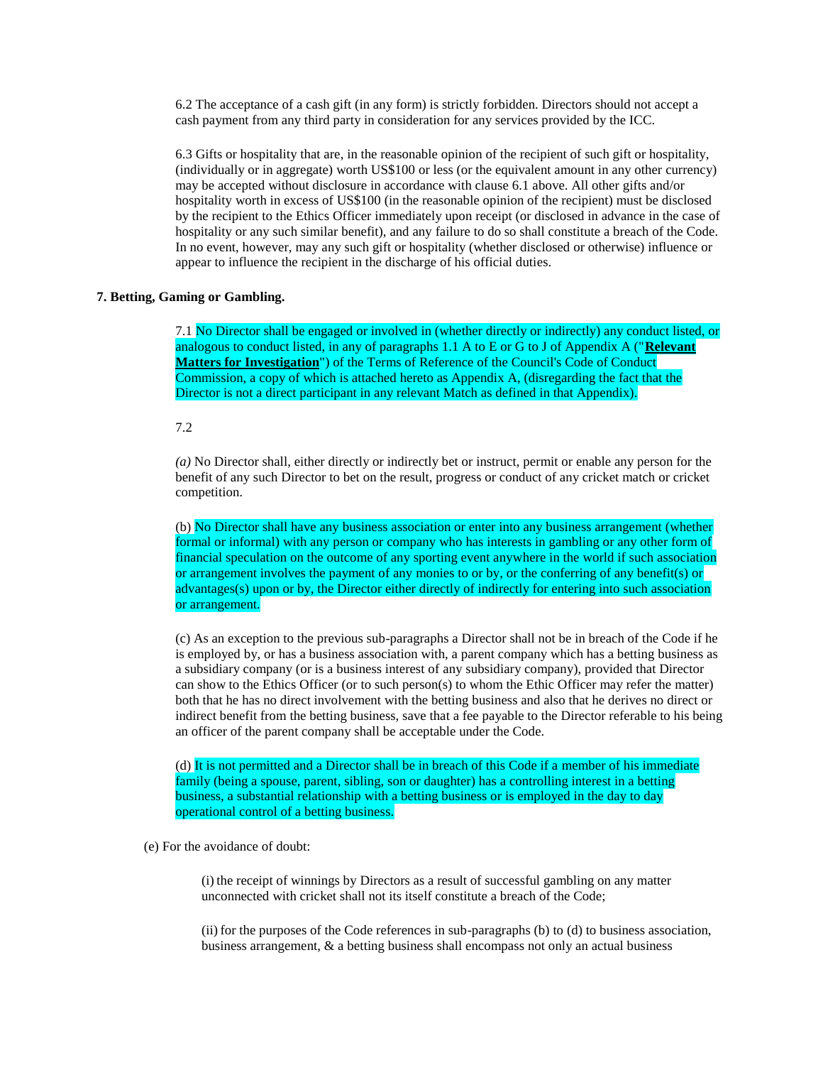6.2 The acceptance of a cash gift (in any form) is strictly forbidden. Directors should not accept a cash payment from any third party in consideration for any services provided by the ICC.

6.3 Gifts or hospitality that are, in the reasonable opinion of the recipient of such gift or hospitality, (individually or in aggregate) worth US$100 or less (or the equivalent amount in any other currency) may be accepted without disclosure in accordance with clause 6.1 above. All other gifts and/or hospitality worth in excess of US$100 (in the reasonable opinion of the recipient) must be disclosed by the recipient to the Ethics Officer immediately upon receipt (or disclosed in advance in the case of hospitality or any such similar benefit), and any failure to do so shall constitute a breach of the Code. In no event, however, may any such gift or hospitality (whether disclosed or otherwise) influence or appear to influence the recipient in the discharge of his official duties.

**7. Betting, Gaming or Gambling.**

7.1 No Director shall be engaged or involved in (whether directly or indirectly) any conduct listed, or analogous to conduct listed, in any of paragraphs 1.1 A to E or G to J of Appendix A ("**Relevant Matters for Investigation**") of the Terms of Reference of the Council's Code of Conduct Commission, a copy of which is attached hereto as Appendix A, (disregarding the fact that the Director is not a direct participant in any relevant Match as defined in that Appendix).

7.2

*(a)* No Director shall, either directly or indirectly bet or instruct, permit or enable any person for the benefit of any such Director to bet on the result, progress or conduct of any cricket match or cricket competition.

(b) No Director shall have any business association or enter into any business arrangement (whether formal or informal) with any person or company who has interests in gambling or any other form of financial speculation on the outcome of any sporting event anywhere in the world if such association or arrangement involves the payment of any monies to or by, or the conferring of any benefit(s) or advantages(s) upon or by, the Director either directly of indirectly for entering into such association or arrangement.

(c) As an exception to the previous sub-paragraphs a Director shall not be in breach of the Code if he is employed by, or has a business association with, a parent company which has a betting business as a subsidiary company (or is a business interest of any subsidiary company), provided that Director can show to the Ethics Officer (or to such person(s) to whom the Ethic Officer may refer the matter) both that he has no direct involvement with the betting business and also that he derives no direct or indirect benefit from the betting business, save that a fee payable to the Director referable to his being an officer of the parent company shall be acceptable under the Code.

(d) It is not permitted and a Director shall be in breach of this Code if a member of his immediate family (being a spouse, parent, sibling, son or daughter) has a controlling interest in a betting business, a substantial relationship with a betting business or is employed in the day to day operational control of a betting business.

(e) For the avoidance of doubt:

(i) the receipt of winnings by Directors as a result of successful gambling on any matter unconnected with cricket shall not its itself constitute a breach of the Code;

(ii) for the purposes of the Code references in sub-paragraphs (b) to (d) to business association, business arrangement, & a betting business shall encompass not only an actual business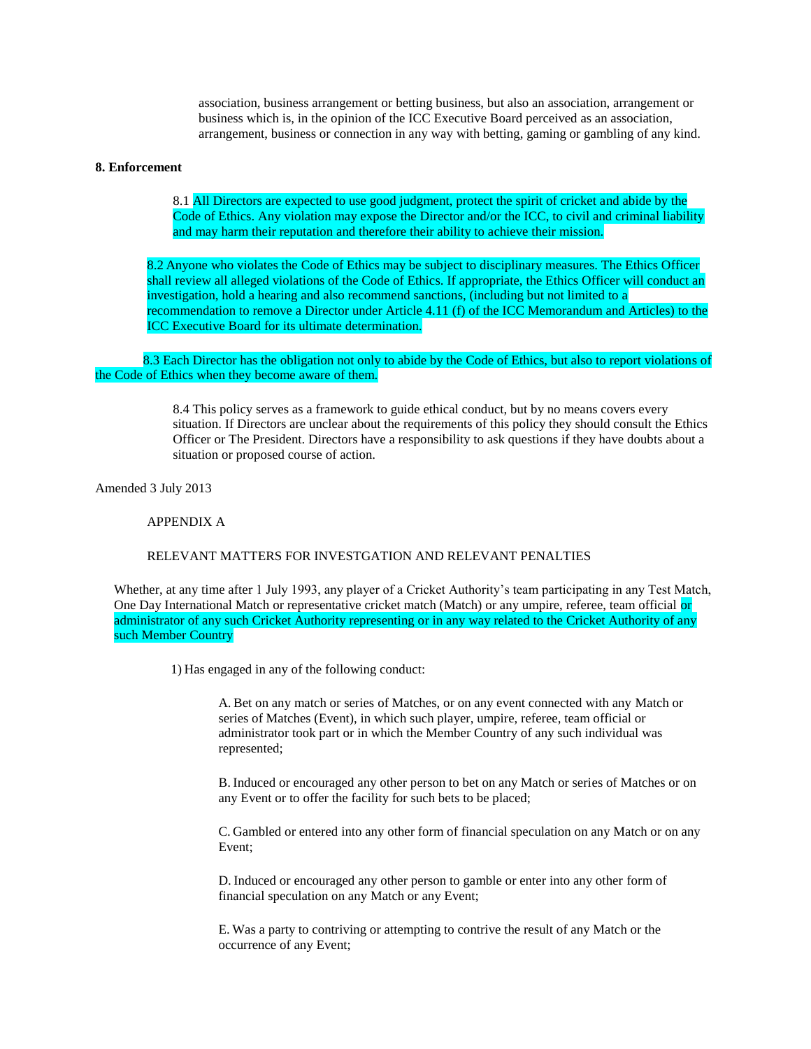association, business arrangement or betting business, but also an association, arrangement or business which is, in the opinion of the ICC Executive Board perceived as an association, arrangement, business or connection in any way with betting, gaming or gambling of any kind.

**8. Enforcement**

8.1 All Directors are expected to use good judgment, protect the spirit of cricket and abide by the Code of Ethics. Any violation may expose the Director and/or the ICC, to civil and criminal liability and may harm their reputation and therefore their ability to achieve their mission.

8.2 Anyone who violates the Code of Ethics may be subject to disciplinary measures. The Ethics Officer shall review all alleged violations of the Code of Ethics. If appropriate, the Ethics Officer will conduct an investigation, hold a hearing and also recommend sanctions, (including but not limited to a recommendation to remove a Director under Article 4.11 (f) of the ICC Memorandum and Articles) to the ICC Executive Board for its ultimate determination.

8.3 Each Director has the obligation not only to abide by the Code of Ethics, but also to report violations of the Code of Ethics when they become aware of them.

8.4 This policy serves as a framework to guide ethical conduct, but by no means covers every situation. If Directors are unclear about the requirements of this policy they should consult the Ethics Officer or The President. Directors have a responsibility to ask questions if they have doubts about a situation or proposed course of action.

Amended 3 July 2013

APPENDIX A

RELEVANT MATTERS FOR INVESTGATION AND RELEVANT PENALTIES

Whether, at any time after 1 July 1993, any player of a Cricket Authority's team participating in any Test Match, One Day International Match or representative cricket match (Match) or any umpire, referee, team official or administrator of any such Cricket Authority representing or in any way related to the Cricket Authority of any such Member Country

1) Has engaged in any of the following conduct:

A. Bet on any match or series of Matches, or on any event connected with any Match or series of Matches (Event), in which such player, umpire, referee, team official or administrator took part or in which the Member Country of any such individual was represented;

B. Induced or encouraged any other person to bet on any Match or series of Matches or on any Event or to offer the facility for such bets to be placed;

C. Gambled or entered into any other form of financial speculation on any Match or on any Event;

D. Induced or encouraged any other person to gamble or enter into any other form of financial speculation on any Match or any Event;

E. Was a party to contriving or attempting to contrive the result of any Match or the occurrence of any Event;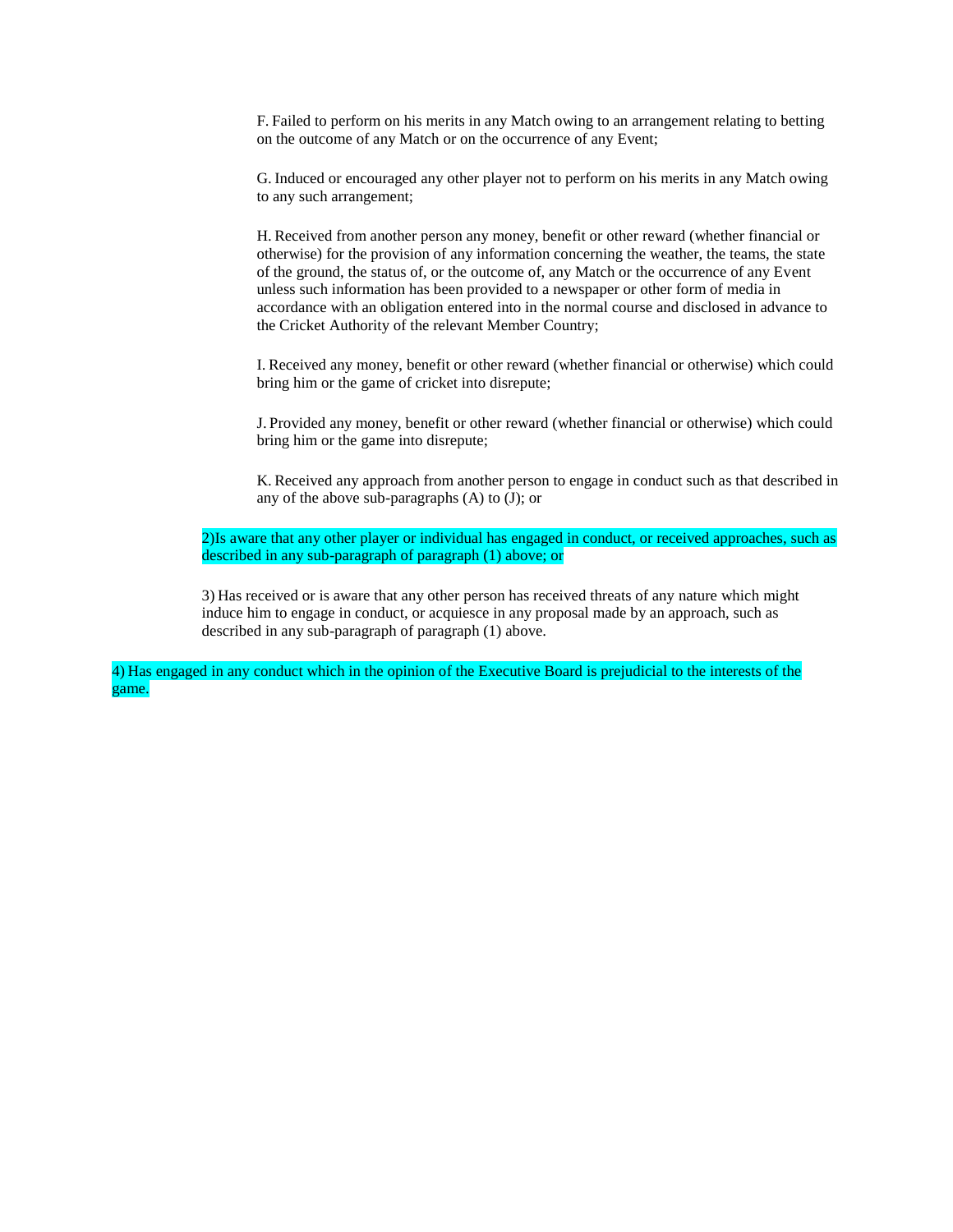F. Failed to perform on his merits in any Match owing to an arrangement relating to betting on the outcome of any Match or on the occurrence of any Event;

G. Induced or encouraged any other player not to perform on his merits in any Match owing to any such arrangement;

H. Received from another person any money, benefit or other reward (whether financial or otherwise) for the provision of any information concerning the weather, the teams, the state of the ground, the status of, or the outcome of, any Match or the occurrence of any Event unless such information has been provided to a newspaper or other form of media in accordance with an obligation entered into in the normal course and disclosed in advance to the Cricket Authority of the relevant Member Country;

I. Received any money, benefit or other reward (whether financial or otherwise) which could bring him or the game of cricket into disrepute;

J. Provided any money, benefit or other reward (whether financial or otherwise) which could bring him or the game into disrepute;

K. Received any approach from another person to engage in conduct such as that described in any of the above sub-paragraphs (A) to (J); or

2)Is aware that any other player or individual has engaged in conduct, or received approaches, such as described in any sub-paragraph of paragraph (1) above; or

3) Has received or is aware that any other person has received threats of any nature which might induce him to engage in conduct, or acquiesce in any proposal made by an approach, such as described in any sub-paragraph of paragraph (1) above.

4) Has engaged in any conduct which in the opinion of the Executive Board is prejudicial to the interests of the game.